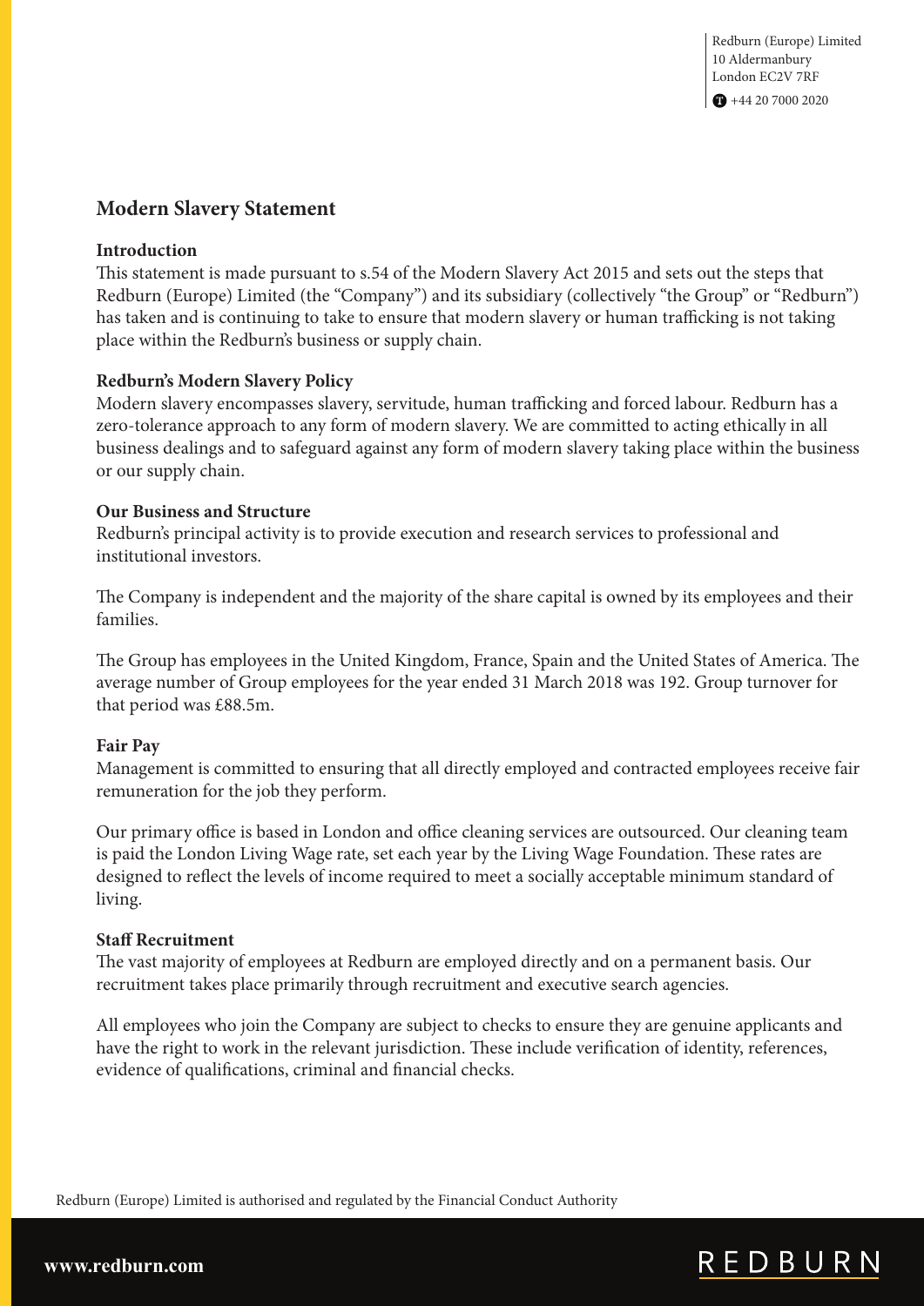Redburn (Europe) Limited
10 Aldermanbury
London EC2V 7RF
T +44 20 7000 2020

# Modern Slavery Statement

### Introduction

This statement is made pursuant to s.54 of the Modern Slavery Act 2015 and sets out the steps that Redburn (Europe) Limited (the "Company") and its subsidiary (collectively "the Group" or "Redburn") has taken and is continuing to take to ensure that modern slavery or human trafficking is not taking place within the Redburn's business or supply chain.

### Redburn's Modern Slavery Policy

Modern slavery encompasses slavery, servitude, human trafficking and forced labour. Redburn has a zero-tolerance approach to any form of modern slavery. We are committed to acting ethically in all business dealings and to safeguard against any form of modern slavery taking place within the business or our supply chain.

### Our Business and Structure

Redburn's principal activity is to provide execution and research services to professional and institutional investors.

The Company is independent and the majority of the share capital is owned by its employees and their families.

The Group has employees in the United Kingdom, France, Spain and the United States of America. The average number of Group employees for the year ended 31 March 2018 was 192. Group turnover for that period was £88.5m.

### Fair Pay

Management is committed to ensuring that all directly employed and contracted employees receive fair remuneration for the job they perform.

Our primary office is based in London and office cleaning services are outsourced. Our cleaning team is paid the London Living Wage rate, set each year by the Living Wage Foundation. These rates are designed to reflect the levels of income required to meet a socially acceptable minimum standard of living.

### Staff Recruitment

The vast majority of employees at Redburn are employed directly and on a permanent basis. Our recruitment takes place primarily through recruitment and executive search agencies.

All employees who join the Company are subject to checks to ensure they are genuine applicants and have the right to work in the relevant jurisdiction. These include verification of identity, references, evidence of qualifications, criminal and financial checks.

Redburn (Europe) Limited is authorised and regulated by the Financial Conduct Authority

www.redburn.com

REDBURN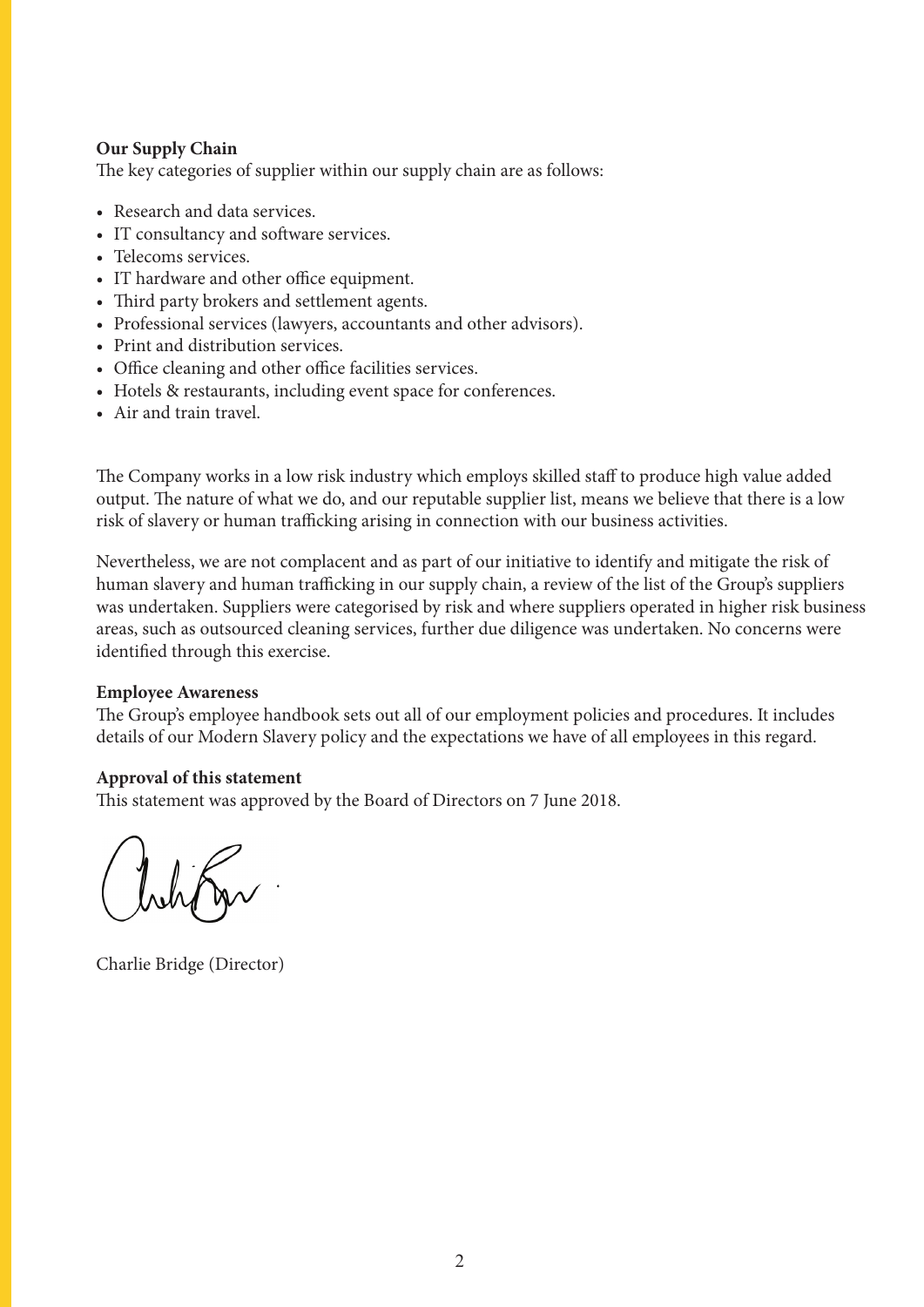**Our Supply Chain**

The key categories of supplier within our supply chain are as follows:

- Research and data services.
- IT consultancy and software services.
- Telecoms services.
- IT hardware and other office equipment.
- Third party brokers and settlement agents.
- Professional services (lawyers, accountants and other advisors).
- Print and distribution services.
- Office cleaning and other office facilities services.
- Hotels & restaurants, including event space for conferences.
- Air and train travel.

The Company works in a low risk industry which employs skilled staff to produce high value added output. The nature of what we do, and our reputable supplier list, means we believe that there is a low risk of slavery or human trafficking arising in connection with our business activities.

Nevertheless, we are not complacent and as part of our initiative to identify and mitigate the risk of human slavery and human trafficking in our supply chain, a review of the list of the Group's suppliers was undertaken. Suppliers were categorised by risk and where suppliers operated in higher risk business areas, such as outsourced cleaning services, further due diligence was undertaken. No concerns were identified through this exercise.

**Employee Awareness**

The Group's employee handbook sets out all of our employment policies and procedures. It includes details of our Modern Slavery policy and the expectations we have of all employees in this regard.

**Approval of this statement**

This statement was approved by the Board of Directors on 7 June 2018.

Charlie Bridge (Director)